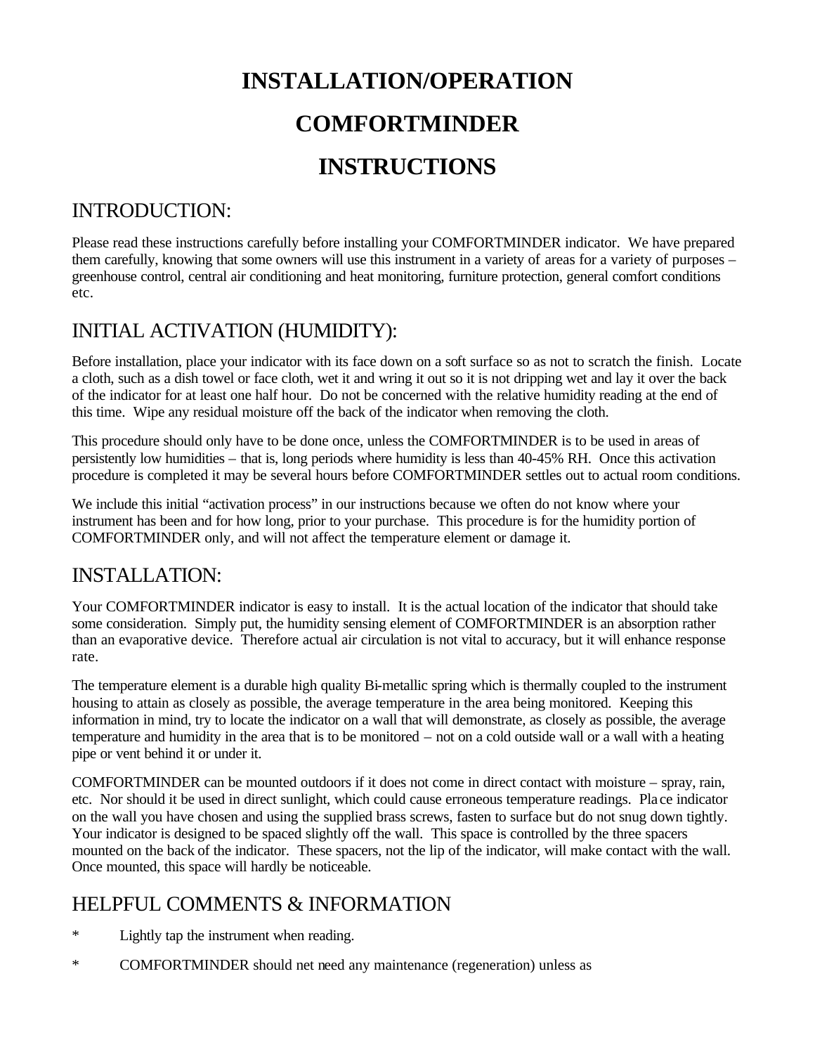# INSTALLATION/OPERATION

# COMFORTMINDER

# INSTRUCTIONS

## INTRODUCTION:

Please read these instructions carefully before installing your COMFORTMINDER indicator. We have prepared them carefully, knowing that some owners will use this instrument in a variety of areas for a variety of purposes – greenhouse control, central air conditioning and heat monitoring, furniture protection, general comfort conditions etc.

## INITIAL ACTIVATION (HUMIDITY):

Before installation, place your indicator with its face down on a soft surface so as not to scratch the finish. Locate a cloth, such as a dish towel or face cloth, wet it and wring it out so it is not dripping wet and lay it over the back of the indicator for at least one half hour. Do not be concerned with the relative humidity reading at the end of this time. Wipe any residual moisture off the back of the indicator when removing the cloth.

This procedure should only have to be done once, unless the COMFORTMINDER is to be used in areas of persistently low humidities – that is, long periods where humidity is less than 40-45% RH. Once this activation procedure is completed it may be several hours before COMFORTMINDER settles out to actual room conditions.

We include this initial "activation process" in our instructions because we often do not know where your instrument has been and for how long, prior to your purchase. This procedure is for the humidity portion of COMFORTMINDER only, and will not affect the temperature element or damage it.

## INSTALLATION:

Your COMFORTMINDER indicator is easy to install. It is the actual location of the indicator that should take some consideration. Simply put, the humidity sensing element of COMFORTMINDER is an absorption rather than an evaporative device. Therefore actual air circulation is not vital to accuracy, but it will enhance response rate.

The temperature element is a durable high quality Bi-metallic spring which is thermally coupled to the instrument housing to attain as closely as possible, the average temperature in the area being monitored. Keeping this information in mind, try to locate the indicator on a wall that will demonstrate, as closely as possible, the average temperature and humidity in the area that is to be monitored – not on a cold outside wall or a wall with a heating pipe or vent behind it or under it.

COMFORTMINDER can be mounted outdoors if it does not come in direct contact with moisture – spray, rain, etc. Nor should it be used in direct sunlight, which could cause erroneous temperature readings. Place indicator on the wall you have chosen and using the supplied brass screws, fasten to surface but do not snug down tightly. Your indicator is designed to be spaced slightly off the wall. This space is controlled by the three spacers mounted on the back of the indicator. These spacers, not the lip of the indicator, will make contact with the wall. Once mounted, this space will hardly be noticeable.

## HELPFUL COMMENTS & INFORMATION

* Lightly tap the instrument when reading.
* COMFORTMINDER should net need any maintenance (regeneration) unless as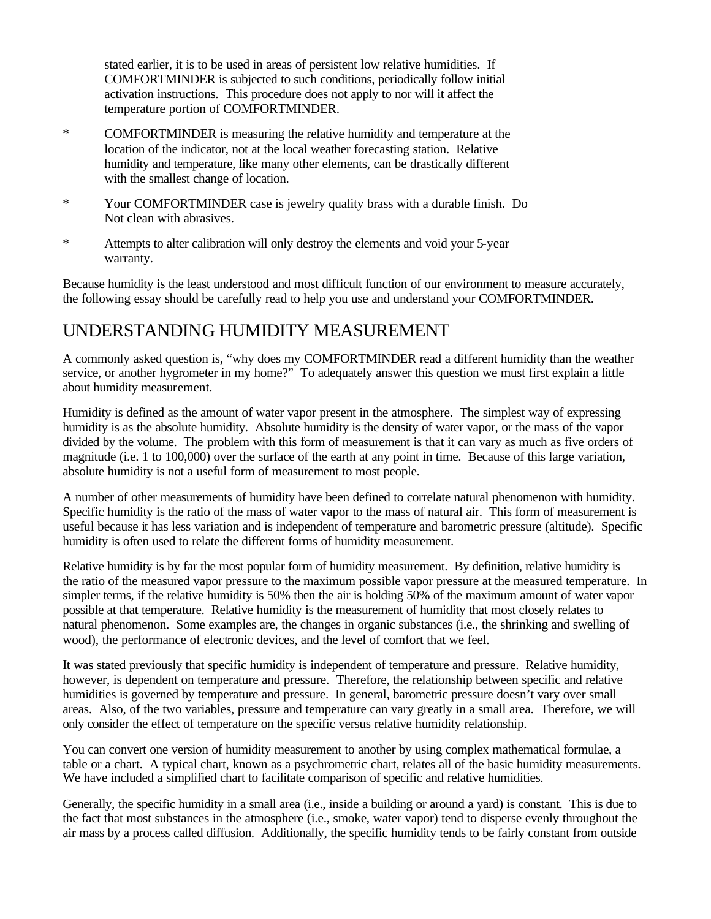stated earlier, it is to be used in areas of persistent low relative humidities. If COMFORTMINDER is subjected to such conditions, periodically follow initial activation instructions. This procedure does not apply to nor will it affect the temperature portion of COMFORTMINDER.

* COMFORTMINDER is measuring the relative humidity and temperature at the location of the indicator, not at the local weather forecasting station. Relative humidity and temperature, like many other elements, can be drastically different with the smallest change of location.

* Your COMFORTMINDER case is jewelry quality brass with a durable finish. Do Not clean with abrasives.

* Attempts to alter calibration will only destroy the elements and void your 5-year warranty.

Because humidity is the least understood and most difficult function of our environment to measure accurately, the following essay should be carefully read to help you use and understand your COMFORTMINDER.

## UNDERSTANDING HUMIDITY MEASUREMENT

A commonly asked question is, "why does my COMFORTMINDER read a different humidity than the weather service, or another hygrometer in my home?" To adequately answer this question we must first explain a little about humidity measurement.

Humidity is defined as the amount of water vapor present in the atmosphere. The simplest way of expressing humidity is as the absolute humidity. Absolute humidity is the density of water vapor, or the mass of the vapor divided by the volume. The problem with this form of measurement is that it can vary as much as five orders of magnitude (i.e. 1 to 100,000) over the surface of the earth at any point in time. Because of this large variation, absolute humidity is not a useful form of measurement to most people.

A number of other measurements of humidity have been defined to correlate natural phenomenon with humidity. Specific humidity is the ratio of the mass of water vapor to the mass of natural air. This form of measurement is useful because it has less variation and is independent of temperature and barometric pressure (altitude). Specific humidity is often used to relate the different forms of humidity measurement.

Relative humidity is by far the most popular form of humidity measurement. By definition, relative humidity is the ratio of the measured vapor pressure to the maximum possible vapor pressure at the measured temperature. In simpler terms, if the relative humidity is 50% then the air is holding 50% of the maximum amount of water vapor possible at that temperature. Relative humidity is the measurement of humidity that most closely relates to natural phenomenon. Some examples are, the changes in organic substances (i.e., the shrinking and swelling of wood), the performance of electronic devices, and the level of comfort that we feel.

It was stated previously that specific humidity is independent of temperature and pressure. Relative humidity, however, is dependent on temperature and pressure. Therefore, the relationship between specific and relative humidities is governed by temperature and pressure. In general, barometric pressure doesn't vary over small areas. Also, of the two variables, pressure and temperature can vary greatly in a small area. Therefore, we will only consider the effect of temperature on the specific versus relative humidity relationship.

You can convert one version of humidity measurement to another by using complex mathematical formulae, a table or a chart. A typical chart, known as a psychrometric chart, relates all of the basic humidity measurements. We have included a simplified chart to facilitate comparison of specific and relative humidities.

Generally, the specific humidity in a small area (i.e., inside a building or around a yard) is constant. This is due to the fact that most substances in the atmosphere (i.e., smoke, water vapor) tend to disperse evenly throughout the air mass by a process called diffusion. Additionally, the specific humidity tends to be fairly constant from outside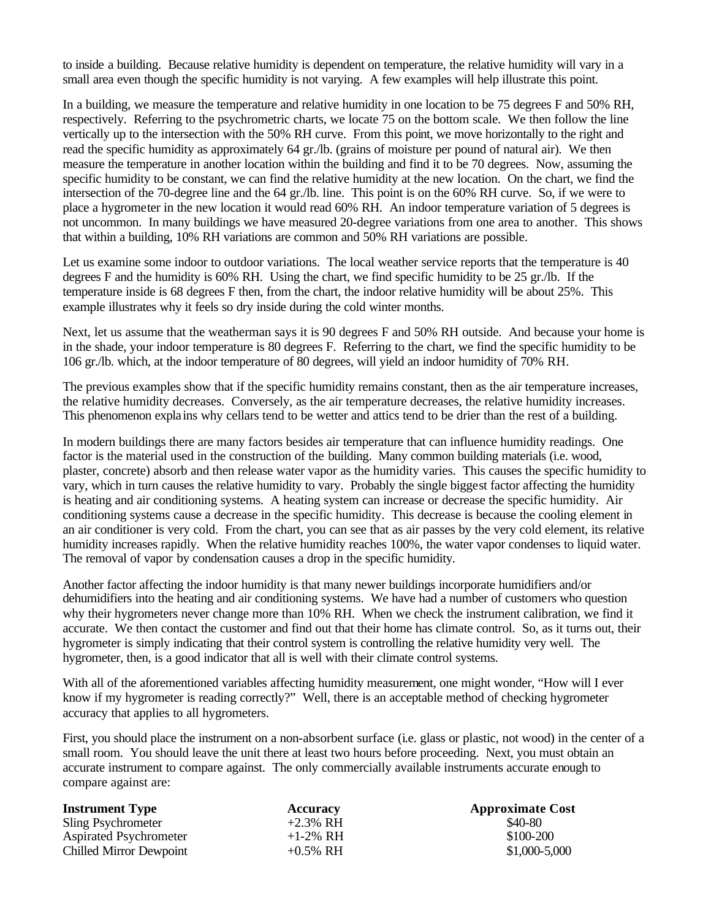to inside a building. Because relative humidity is dependent on temperature, the relative humidity will vary in a small area even though the specific humidity is not varying. A few examples will help illustrate this point.

In a building, we measure the temperature and relative humidity in one location to be 75 degrees F and 50% RH, respectively. Referring to the psychrometric charts, we locate 75 on the bottom scale. We then follow the line vertically up to the intersection with the 50% RH curve. From this point, we move horizontally to the right and read the specific humidity as approximately 64 gr./lb. (grains of moisture per pound of natural air). We then measure the temperature in another location within the building and find it to be 70 degrees. Now, assuming the specific humidity to be constant, we can find the relative humidity at the new location. On the chart, we find the intersection of the 70-degree line and the 64 gr./lb. line. This point is on the 60% RH curve. So, if we were to place a hygrometer in the new location it would read 60% RH. An indoor temperature variation of 5 degrees is not uncommon. In many buildings we have measured 20-degree variations from one area to another. This shows that within a building, 10% RH variations are common and 50% RH variations are possible.

Let us examine some indoor to outdoor variations. The local weather service reports that the temperature is 40 degrees F and the humidity is 60% RH. Using the chart, we find specific humidity to be 25 gr./lb. If the temperature inside is 68 degrees F then, from the chart, the indoor relative humidity will be about 25%. This example illustrates why it feels so dry inside during the cold winter months.

Next, let us assume that the weatherman says it is 90 degrees F and 50% RH outside. And because your home is in the shade, your indoor temperature is 80 degrees F. Referring to the chart, we find the specific humidity to be 106 gr./lb. which, at the indoor temperature of 80 degrees, will yield an indoor humidity of 70% RH.

The previous examples show that if the specific humidity remains constant, then as the air temperature increases, the relative humidity decreases. Conversely, as the air temperature decreases, the relative humidity increases. This phenomenon explains why cellars tend to be wetter and attics tend to be drier than the rest of a building.

In modern buildings there are many factors besides air temperature that can influence humidity readings. One factor is the material used in the construction of the building. Many common building materials (i.e. wood, plaster, concrete) absorb and then release water vapor as the humidity varies. This causes the specific humidity to vary, which in turn causes the relative humidity to vary. Probably the single biggest factor affecting the humidity is heating and air conditioning systems. A heating system can increase or decrease the specific humidity. Air conditioning systems cause a decrease in the specific humidity. This decrease is because the cooling element in an air conditioner is very cold. From the chart, you can see that as air passes by the very cold element, its relative humidity increases rapidly. When the relative humidity reaches 100%, the water vapor condenses to liquid water. The removal of vapor by condensation causes a drop in the specific humidity.

Another factor affecting the indoor humidity is that many newer buildings incorporate humidifiers and/or dehumidifiers into the heating and air conditioning systems. We have had a number of customers who question why their hygrometers never change more than 10% RH. When we check the instrument calibration, we find it accurate. We then contact the customer and find out that their home has climate control. So, as it turns out, their hygrometer is simply indicating that their control system is controlling the relative humidity very well. The hygrometer, then, is a good indicator that all is well with their climate control systems.

With all of the aforementioned variables affecting humidity measurement, one might wonder, "How will I ever know if my hygrometer is reading correctly?" Well, there is an acceptable method of checking hygrometer accuracy that applies to all hygrometers.

First, you should place the instrument on a non-absorbent surface (i.e. glass or plastic, not wood) in the center of a small room. You should leave the unit there at least two hours before proceeding. Next, you must obtain an accurate instrument to compare against. The only commercially available instruments accurate enough to compare against are:

| **Instrument Type** | **Accuracy** | **Approximate Cost** |
|---|---|---|
| Sling Psychrometer | +2.3% RH | $40-80 |
| Aspirated Psychrometer | +1-2% RH | $100-200 |
| Chilled Mirror Dewpoint | +0.5% RH | $1,000-5,000 |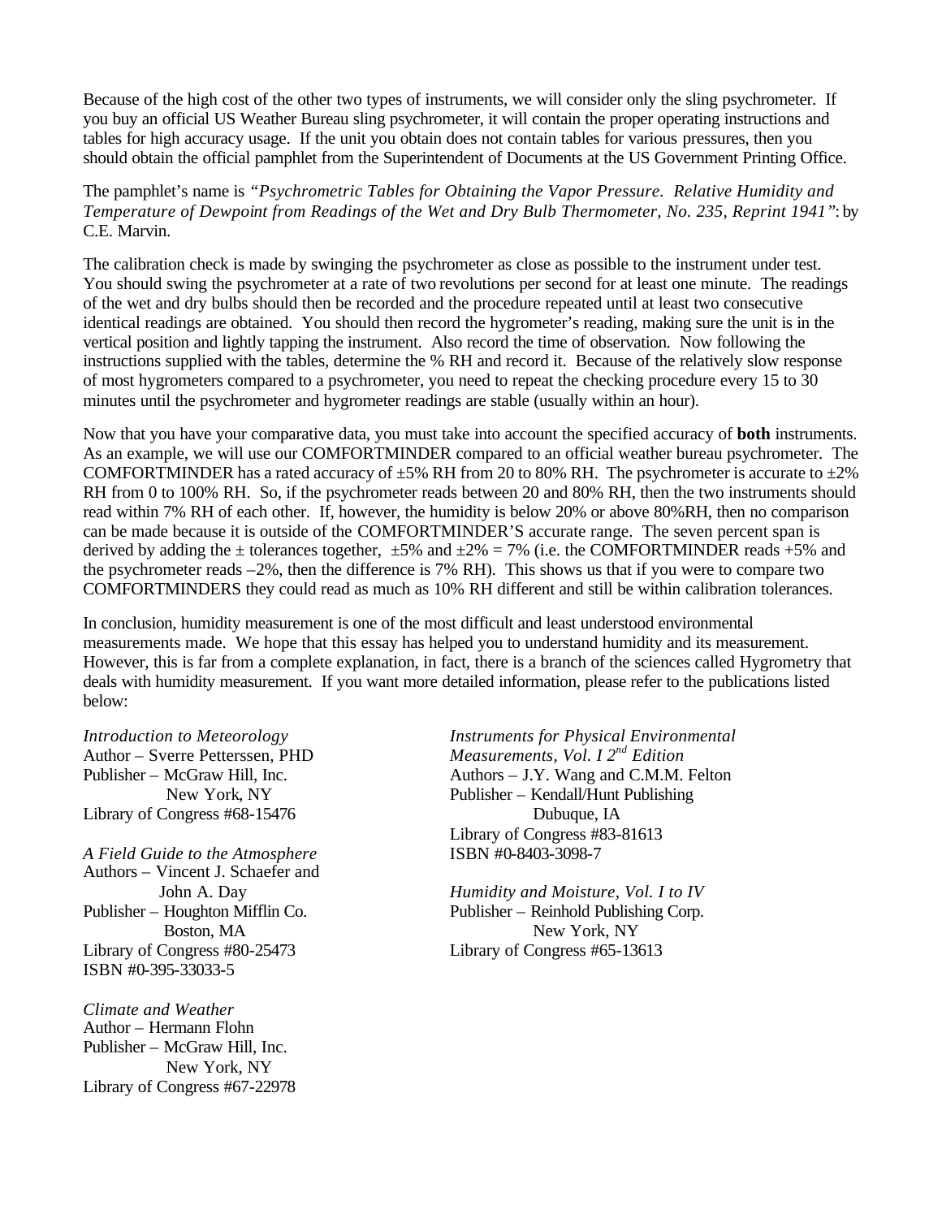Because of the high cost of the other two types of instruments, we will consider only the sling psychrometer. If you buy an official US Weather Bureau sling psychrometer, it will contain the proper operating instructions and tables for high accuracy usage. If the unit you obtain does not contain tables for various pressures, then you should obtain the official pamphlet from the Superintendent of Documents at the US Government Printing Office.

The pamphlet's name is *"Psychrometric Tables for Obtaining the Vapor Pressure. Relative Humidity and Temperature of Dewpoint from Readings of the Wet and Dry Bulb Thermometer, No. 235, Reprint 1941"*: by C.E. Marvin.

The calibration check is made by swinging the psychrometer as close as possible to the instrument under test. You should swing the psychrometer at a rate of two revolutions per second for at least one minute. The readings of the wet and dry bulbs should then be recorded and the procedure repeated until at least two consecutive identical readings are obtained. You should then record the hygrometer's reading, making sure the unit is in the vertical position and lightly tapping the instrument. Also record the time of observation. Now following the instructions supplied with the tables, determine the % RH and record it. Because of the relatively slow response of most hygrometers compared to a psychrometer, you need to repeat the checking procedure every 15 to 30 minutes until the psychrometer and hygrometer readings are stable (usually within an hour).

Now that you have your comparative data, you must take into account the specified accuracy of **both** instruments. As an example, we will use our COMFORTMINDER compared to an official weather bureau psychrometer. The COMFORTMINDER has a rated accuracy of ±5% RH from 20 to 80% RH. The psychrometer is accurate to ±2% RH from 0 to 100% RH. So, if the psychrometer reads between 20 and 80% RH, then the two instruments should read within 7% RH of each other. If, however, the humidity is below 20% or above 80%RH, then no comparison can be made because it is outside of the COMFORTMINDER'S accurate range. The seven percent span is derived by adding the ± tolerances together, ±5% and ±2% = 7% (i.e. the COMFORTMINDER reads +5% and the psychrometer reads –2%, then the difference is 7% RH). This shows us that if you were to compare two COMFORTMINDERS they could read as much as 10% RH different and still be within calibration tolerances.

In conclusion, humidity measurement is one of the most difficult and least understood environmental measurements made. We hope that this essay has helped you to understand humidity and its measurement. However, this is far from a complete explanation, in fact, there is a branch of the sciences called Hygrometry that deals with humidity measurement. If you want more detailed information, please refer to the publications listed below:

*Introduction to Meteorology*
Author – Sverre Petterssen, PHD
Publisher – McGraw Hill, Inc.
New York, NY
Library of Congress #68-15476

*A Field Guide to the Atmosphere*
Authors – Vincent J. Schaefer and
John A. Day
Publisher – Houghton Mifflin Co.
Boston, MA
Library of Congress #80-25473
ISBN #0-395-33033-5

*Climate and Weather*
Author – Hermann Flohn
Publisher – McGraw Hill, Inc.
New York, NY
Library of Congress #67-22978

*Instruments for Physical Environmental Measurements, Vol. I 2nd Edition*
Authors – J.Y. Wang and C.M.M. Felton
Publisher – Kendall/Hunt Publishing
Dubuque, IA
Library of Congress #83-81613
ISBN #0-8403-3098-7

*Humidity and Moisture, Vol. I to IV*
Publisher – Reinhold Publishing Corp.
New York, NY
Library of Congress #65-13613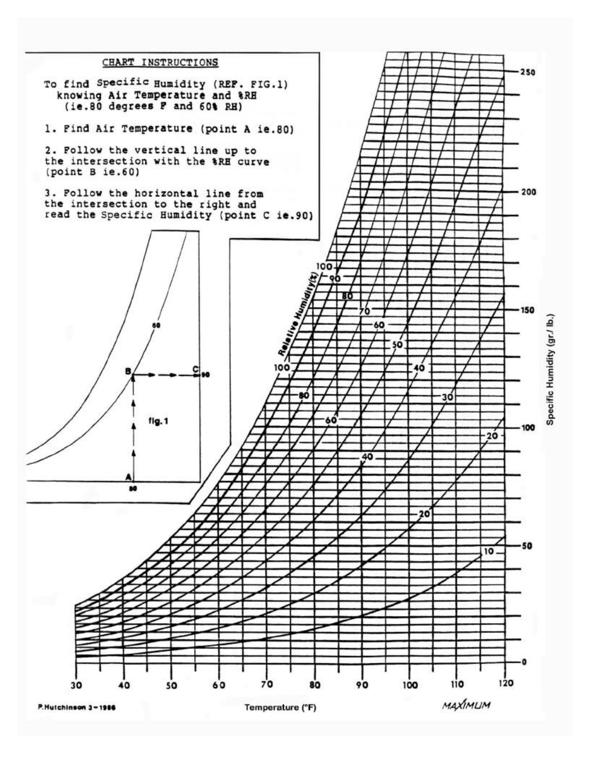## CHART INSTRUCTIONS

To find Specific Humidity (REF. FIG.1) knowing Air Temperature and %RH (ie.80 degrees F and 60% RH)

1. Find Air Temperature (point A ie.80)
2. Follow the vertical line up to the intersection with the %RH curve (point B ie.60)
3. Follow the horizontal line from the intersection to the right and read the Specific Humidity (point C ie.90)

fig.1

Relative Humidity (%)

Specific Humidity (gr./ lb.)

Temperature (°F)

P.Hutchinson 3-1986

MAXIMUM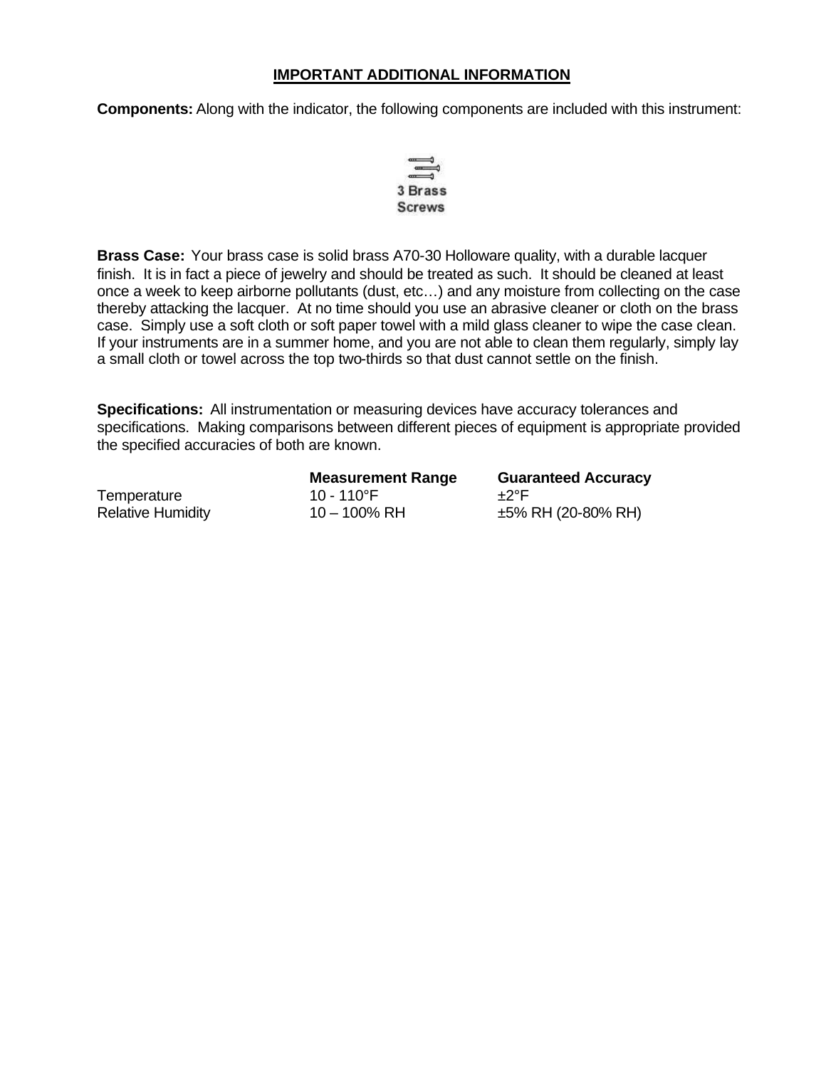## IMPORTANT ADDITIONAL INFORMATION

**Components:** Along with the indicator, the following components are included with this instrument:

3 Brass Screws

**Brass Case:** Your brass case is solid brass A70-30 Holloware quality, with a durable lacquer finish. It is in fact a piece of jewelry and should be treated as such. It should be cleaned at least once a week to keep airborne pollutants (dust, etc…) and any moisture from collecting on the case thereby attacking the lacquer. At no time should you use an abrasive cleaner or cloth on the brass case. Simply use a soft cloth or soft paper towel with a mild glass cleaner to wipe the case clean. If your instruments are in a summer home, and you are not able to clean them regularly, simply lay a small cloth or towel across the top two-thirds so that dust cannot settle on the finish.

**Specifications:** All instrumentation or measuring devices have accuracy tolerances and specifications. Making comparisons between different pieces of equipment is appropriate provided the specified accuracies of both are known.

| | **Measurement Range** | **Guaranteed Accuracy** |
|---|---|---|
| Temperature | 10 - 110°F | ±2°F |
| Relative Humidity | 10 – 100% RH | ±5% RH (20-80% RH) |